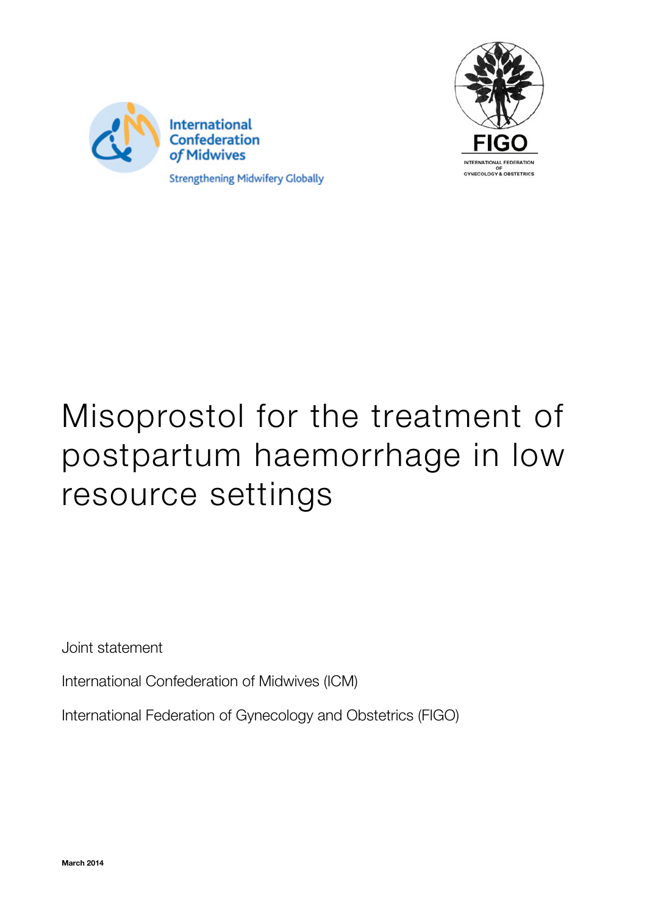International Confederation of Midwives

Strengthening Midwifery Globally

FIGO

INTERNATIONAL FEDERATION OF GYNECOLOGY & OBSTETRICS

# Misoprostol for the treatment of postpartum haemorrhage in low resource settings

Joint statement

International Confederation of Midwives (ICM)

International Federation of Gynecology and Obstetrics (FIGO)

**March 2014**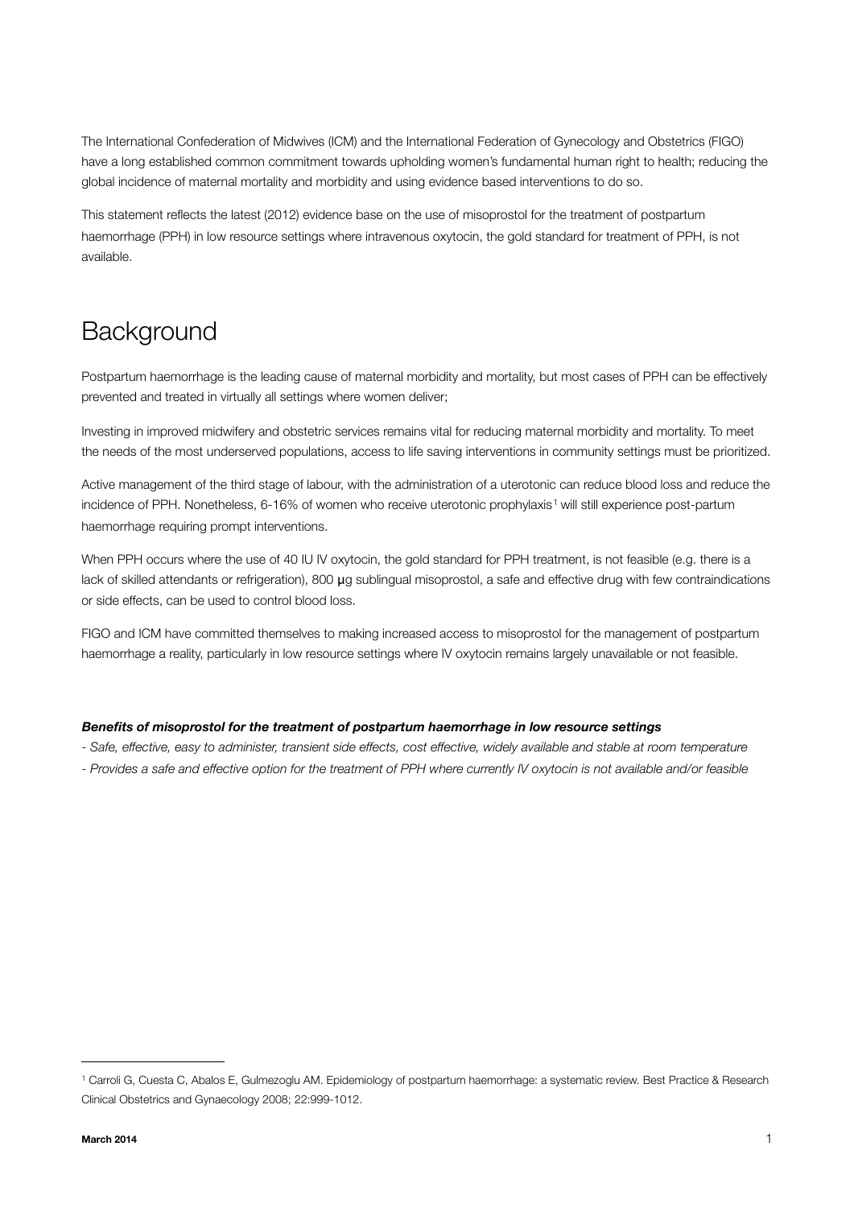The International Confederation of Midwives (ICM) and the International Federation of Gynecology and Obstetrics (FIGO) have a long established common commitment towards upholding women's fundamental human right to health; reducing the global incidence of maternal mortality and morbidity and using evidence based interventions to do so.

This statement reflects the latest (2012) evidence base on the use of misoprostol for the treatment of postpartum haemorrhage (PPH) in low resource settings where intravenous oxytocin, the gold standard for treatment of PPH, is not available.

## Background

Postpartum haemorrhage is the leading cause of maternal morbidity and mortality, but most cases of PPH can be effectively prevented and treated in virtually all settings where women deliver;

Investing in improved midwifery and obstetric services remains vital for reducing maternal morbidity and mortality. To meet the needs of the most underserved populations, access to life saving interventions in community settings must be prioritized.

Active management of the third stage of labour, with the administration of a uterotonic can reduce blood loss and reduce the incidence of PPH. Nonetheless, 6-16% of women who receive uterotonic prophylaxis[1] will still experience post-partum haemorrhage requiring prompt interventions.

When PPH occurs where the use of 40 IU IV oxytocin, the gold standard for PPH treatment, is not feasible (e.g. there is a lack of skilled attendants or refrigeration), 800 μg sublingual misoprostol, a safe and effective drug with few contraindications or side effects, can be used to control blood loss.

FIGO and ICM have committed themselves to making increased access to misoprostol for the management of postpartum haemorrhage a reality, particularly in low resource settings where IV oxytocin remains largely unavailable or not feasible.

***Benefits of misoprostol for the treatment of postpartum haemorrhage in low resource settings***

- *Safe, effective, easy to administer, transient side effects, cost effective, widely available and stable at room temperature*
- *Provides a safe and effective option for the treatment of PPH where currently IV oxytocin is not available and/or feasible*

[1] Carroli G, Cuesta C, Abalos E, Gulmezoglu AM. Epidemiology of postpartum haemorrhage: a systematic review. Best Practice & Research Clinical Obstetrics and Gynaecology 2008; 22:999-1012.

**March 2014**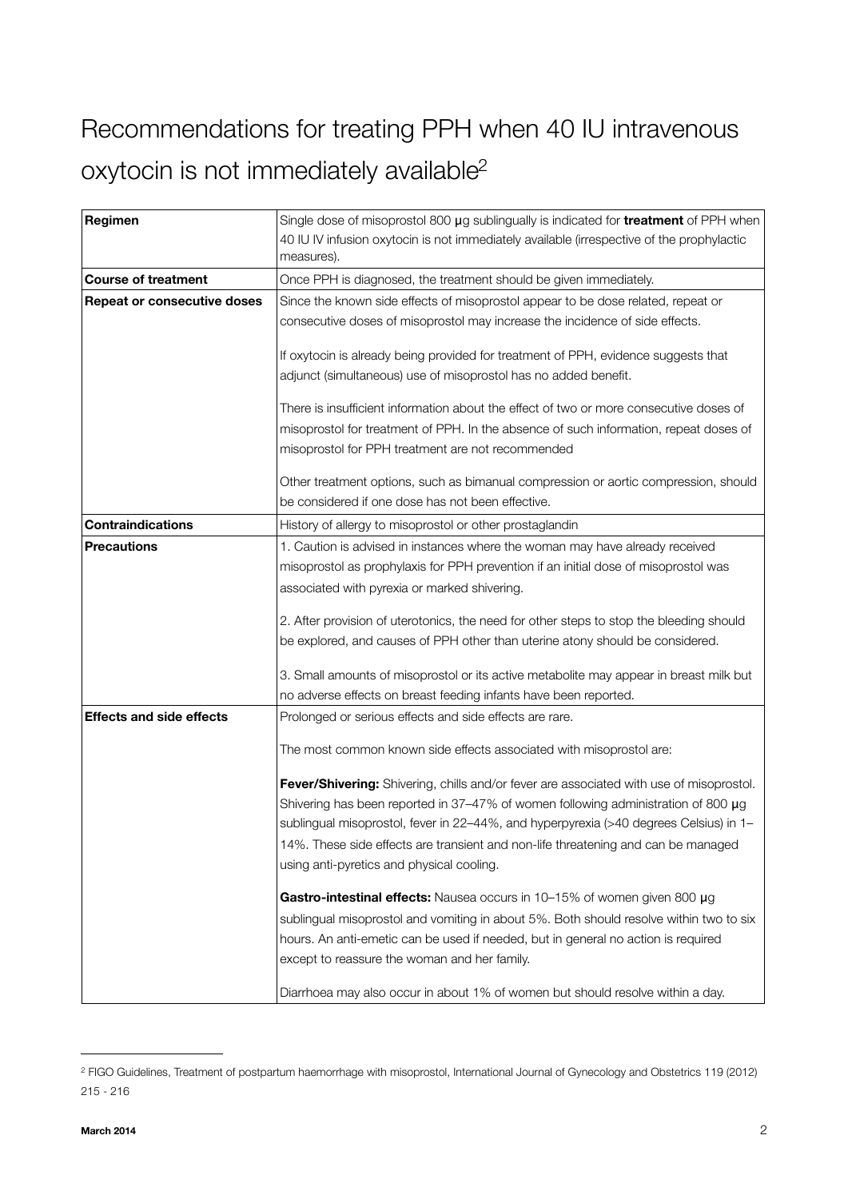# Recommendations for treating PPH when 40 IU intravenous oxytocin is not immediately available[2]

| | |
|---|---|
| **Regimen** | Single dose of misoprostol 800 µg sublingually is indicated for **treatment** of PPH when 40 IU IV infusion oxytocin is not immediately available (irrespective of the prophylactic measures). |
| **Course of treatment** | Once PPH is diagnosed, the treatment should be given immediately. |
| **Repeat or consecutive doses** | Since the known side effects of misoprostol appear to be dose related, repeat or consecutive doses of misoprostol may increase the incidence of side effects.<br><br>If oxytocin is already being provided for treatment of PPH, evidence suggests that adjunct (simultaneous) use of misoprostol has no added benefit.<br><br>There is insufficient information about the effect of two or more consecutive doses of misoprostol for treatment of PPH. In the absence of such information, repeat doses of misoprostol for PPH treatment are not recommended<br><br>Other treatment options, such as bimanual compression or aortic compression, should be considered if one dose has not been effective. |
| **Contraindications** | History of allergy to misoprostol or other prostaglandin |
| **Precautions** | 1. Caution is advised in instances where the woman may have already received misoprostol as prophylaxis for PPH prevention if an initial dose of misoprostol was associated with pyrexia or marked shivering.<br><br>2. After provision of uterotonics, the need for other steps to stop the bleeding should be explored, and causes of PPH other than uterine atony should be considered.<br><br>3. Small amounts of misoprostol or its active metabolite may appear in breast milk but no adverse effects on breast feeding infants have been reported. |
| **Effects and side effects** | Prolonged or serious effects and side effects are rare.<br><br>The most common known side effects associated with misoprostol are:<br><br>**Fever/Shivering:** Shivering, chills and/or fever are associated with use of misoprostol. Shivering has been reported in 37–47% of women following administration of 800 µg sublingual misoprostol, fever in 22–44%, and hyperpyrexia (>40 degrees Celsius) in 1–14%. These side effects are transient and non-life threatening and can be managed using anti-pyretics and physical cooling.<br><br>**Gastro-intestinal effects:** Nausea occurs in 10–15% of women given 800 µg sublingual misoprostol and vomiting in about 5%. Both should resolve within two to six hours. An anti-emetic can be used if needed, but in general no action is required except to reassure the woman and her family.<br><br>Diarrhoea may also occur in about 1% of women but should resolve within a day. |

[2] FIGO Guidelines, Treatment of postpartum haemorrhage with misoprostol, International Journal of Gynecology and Obstetrics 119 (2012) 215 - 216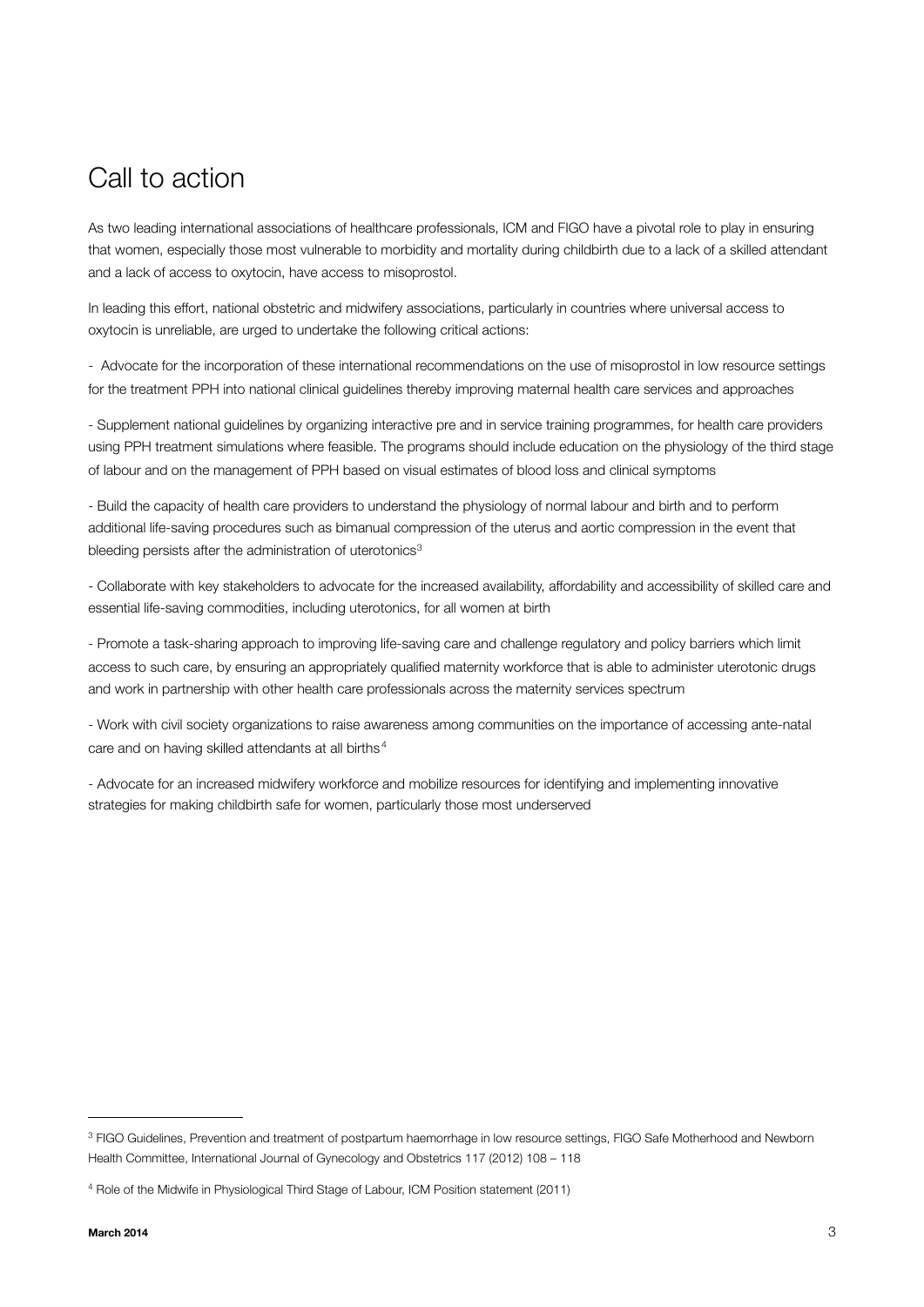## Call to action

As two leading international associations of healthcare professionals, ICM and FIGO have a pivotal role to play in ensuring that women, especially those most vulnerable to morbidity and mortality during childbirth due to a lack of a skilled attendant and a lack of access to oxytocin, have access to misoprostol.

In leading this effort, national obstetric and midwifery associations, particularly in countries where universal access to oxytocin is unreliable, are urged to undertake the following critical actions:

- Advocate for the incorporation of these international recommendations on the use of misoprostol in low resource settings for the treatment PPH into national clinical guidelines thereby improving maternal health care services and approaches
- Supplement national guidelines by organizing interactive pre and in service training programmes, for health care providers using PPH treatment simulations where feasible. The programs should include education on the physiology of the third stage of labour and on the management of PPH based on visual estimates of blood loss and clinical symptoms
- Build the capacity of health care providers to understand the physiology of normal labour and birth and to perform additional life-saving procedures such as bimanual compression of the uterus and aortic compression in the event that bleeding persists after the administration of uterotonics[3]
- Collaborate with key stakeholders to advocate for the increased availability, affordability and accessibility of skilled care and essential life-saving commodities, including uterotonics, for all women at birth
- Promote a task-sharing approach to improving life-saving care and challenge regulatory and policy barriers which limit access to such care, by ensuring an appropriately qualified maternity workforce that is able to administer uterotonic drugs and work in partnership with other health care professionals across the maternity services spectrum
- Work with civil society organizations to raise awareness among communities on the importance of accessing ante-natal care and on having skilled attendants at all births[4]
- Advocate for an increased midwifery workforce and mobilize resources for identifying and implementing innovative strategies for making childbirth safe for women, particularly those most underserved

---

[3] FIGO Guidelines, Prevention and treatment of postpartum haemorrhage in low resource settings, FIGO Safe Motherhood and Newborn Health Committee, International Journal of Gynecology and Obstetrics 117 (2012) 108 – 118

[4] Role of the Midwife in Physiological Third Stage of Labour, ICM Position statement (2011)

**March 2014**